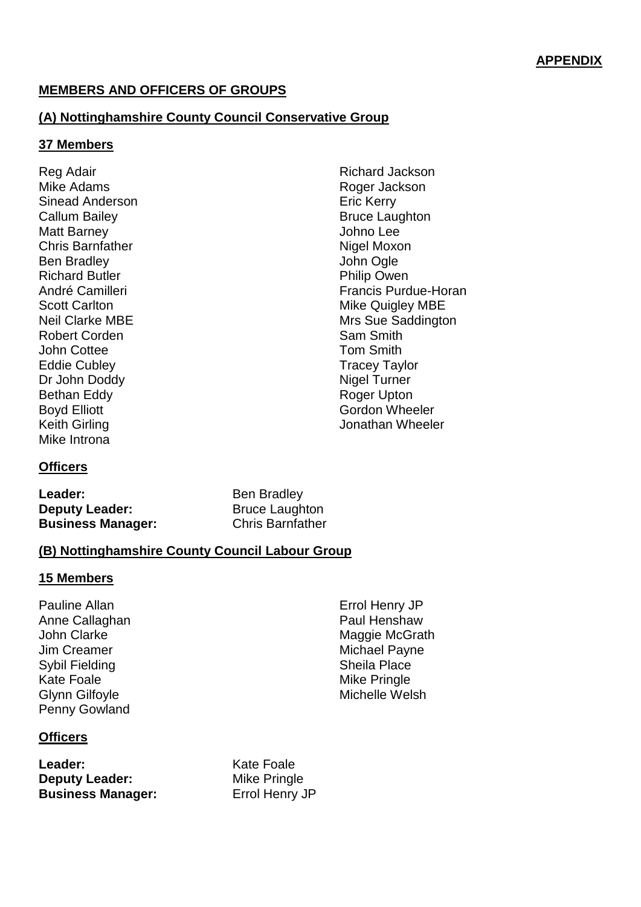**APPENDIX**

## MEMBERS AND OFFICERS OF GROUPS

### (A) Nottinghamshire County Council Conservative Group

#### 37 Members

Reg Adair
Mike Adams
Sinead Anderson
Callum Bailey
Matt Barney
Chris Barnfather
Ben Bradley
Richard Butler
André Camilleri
Scott Carlton
Neil Clarke MBE
Robert Corden
John Cottee
Eddie Cubley
Dr John Doddy
Bethan Eddy
Boyd Elliott
Keith Girling
Mike Introna
Richard Jackson
Roger Jackson
Eric Kerry
Bruce Laughton
Johno Lee
Nigel Moxon
John Ogle
Philip Owen
Francis Purdue-Horan
Mike Quigley MBE
Mrs Sue Saddington
Sam Smith
Tom Smith
Tracey Taylor
Nigel Turner
Roger Upton
Gordon Wheeler
Jonathan Wheeler

#### Officers

**Leader:** Ben Bradley
**Deputy Leader:** Bruce Laughton
**Business Manager:** Chris Barnfather

### (B) Nottinghamshire County Council Labour Group

#### 15 Members

Pauline Allan
Anne Callaghan
John Clarke
Jim Creamer
Sybil Fielding
Kate Foale
Glynn Gilfoyle
Penny Gowland
Errol Henry JP
Paul Henshaw
Maggie McGrath
Michael Payne
Sheila Place
Mike Pringle
Michelle Welsh

#### Officers

**Leader:** Kate Foale
**Deputy Leader:** Mike Pringle
**Business Manager:** Errol Henry JP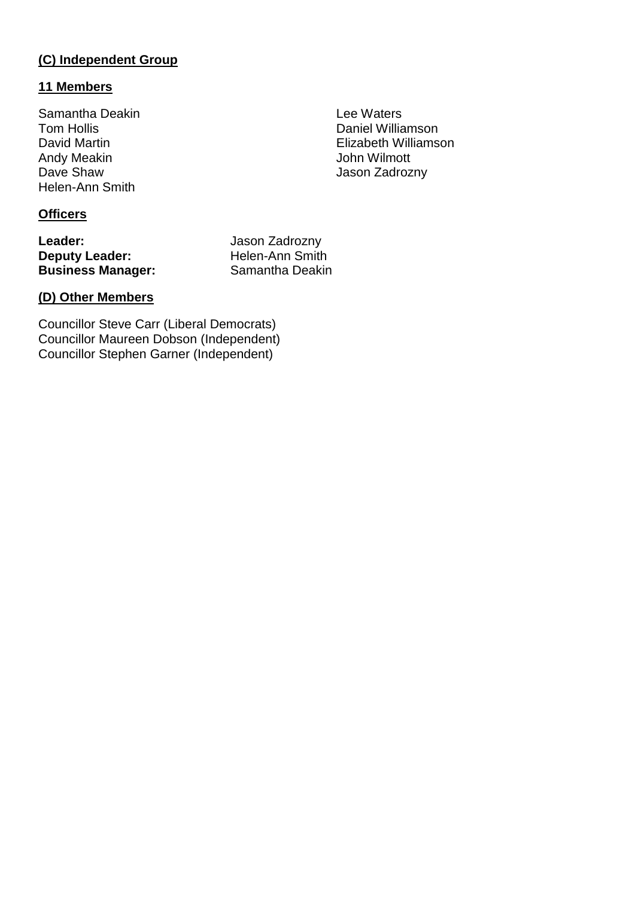## (C) Independent Group

### 11 Members

Samantha Deakin
Tom Hollis
David Martin
Andy Meakin
Dave Shaw
Helen-Ann Smith
Lee Waters
Daniel Williamson
Elizabeth Williamson
John Wilmott
Jason Zadrozny

### Officers

| | |
|---|---|
| **Leader:** | Jason Zadrozny |
| **Deputy Leader:** | Helen-Ann Smith |
| **Business Manager:** | Samantha Deakin |

## (D) Other Members

Councillor Steve Carr (Liberal Democrats)
Councillor Maureen Dobson (Independent)
Councillor Stephen Garner (Independent)